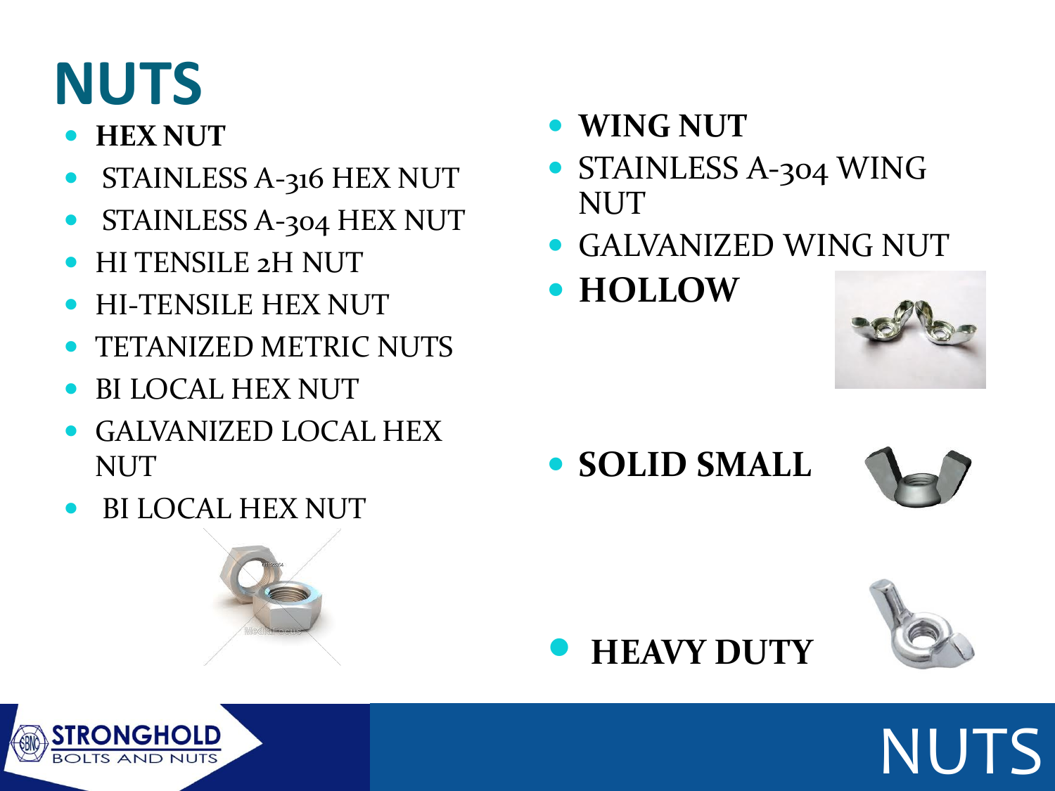# NUTS

- **HEX NUT**
- STAINLESS A-316 HEX NUT
- STAINLESS A-304 HEX NUT
- HI TENSILE 2H NUT
- HI-TENSILE HEX NUT
- TETANIZED METRIC NUTS
- BI LOCAL HEX NUT
- GALVANIZED LOCAL HEX NUT
- BI LOCAL HEX NUT

- **WING NUT**
- STAINLESS A-304 WING NUT
- GALVANIZED WING NUT
- **HOLLOW**
- **SOLID SMALL**
- **HEAVY DUTY**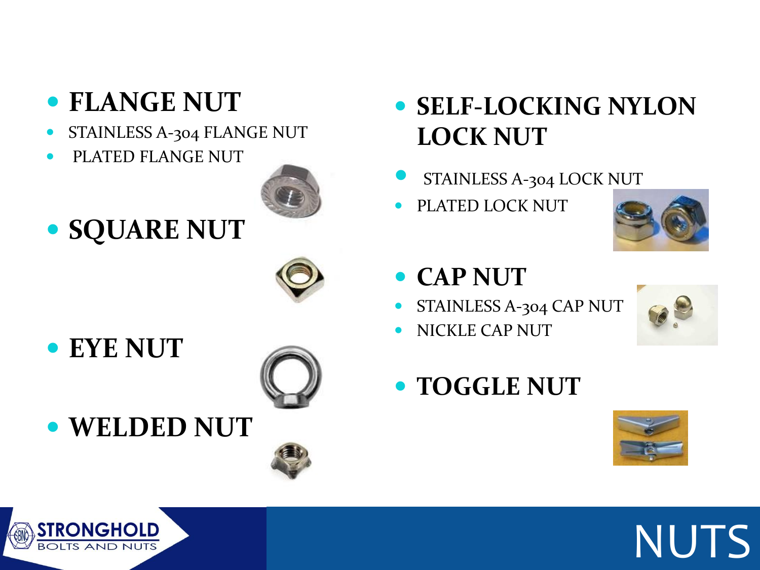# NUTS

- **FLANGE NUT**
  - STAINLESS A-304 FLANGE NUT
  - PLATED FLANGE NUT
- **SQUARE NUT**
- **EYE NUT**
- **WELDED NUT**
- **SELF-LOCKING NYLON LOCK NUT**
  - STAINLESS A-304 LOCK NUT
  - PLATED LOCK NUT
- **CAP NUT**
  - STAINLESS A-304 CAP NUT
  - NICKLE CAP NUT
- **TOGGLE NUT**

STRONGHOLD BOLTS AND NUTS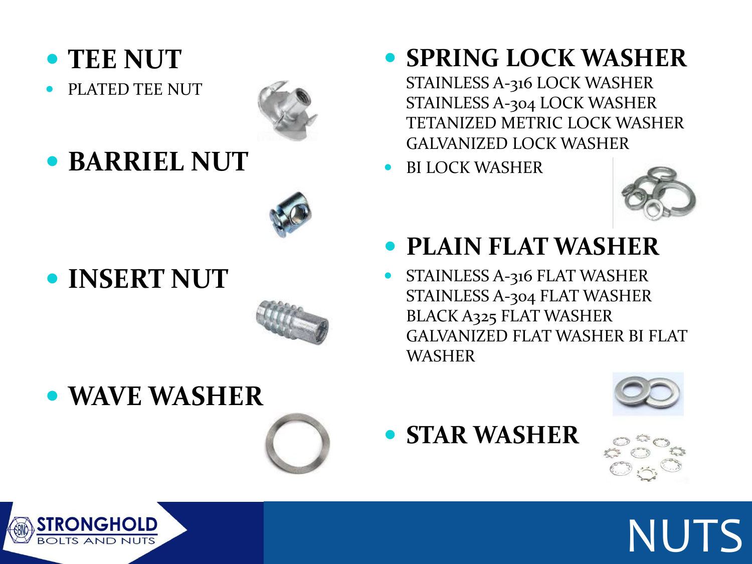- **TEE NUT**
- PLATED TEE NUT

- **BARRIEL NUT**

- **INSERT NUT**

- **WAVE WASHER**

- **SPRING LOCK WASHER**

  STAINLESS A-316 LOCK WASHER
  STAINLESS A-304 LOCK WASHER
  TETANIZED METRIC LOCK WASHER
  GALVANIZED LOCK WASHER

- BI LOCK WASHER

- **PLAIN FLAT WASHER**
- STAINLESS A-316 FLAT WASHER
  STAINLESS A-304 FLAT WASHER
  BLACK A325 FLAT WASHER
  GALVANIZED FLAT WASHER BI FLAT WASHER

- **STAR WASHER**

STRONGHOLD BOLTS AND NUTS

NUTS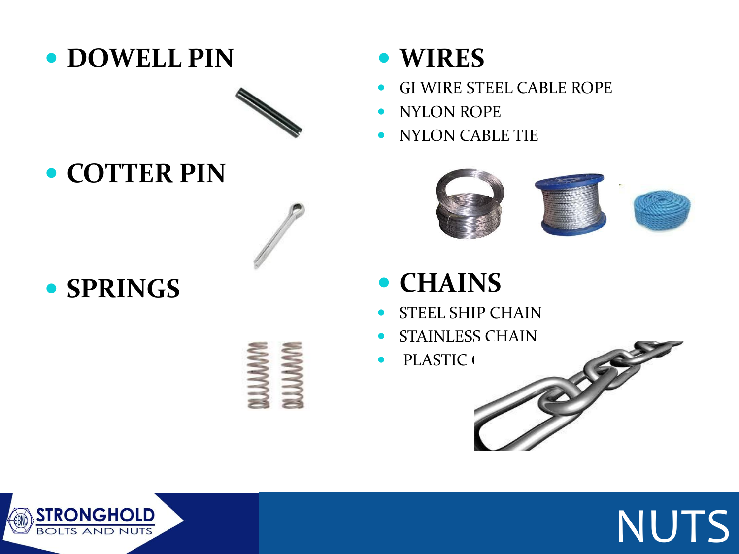- **DOWELL PIN**
- **COTTER PIN**
- **SPRINGS**

- **WIRES**
  - GI WIRE STEEL CABLE ROPE
  - NYLON ROPE
  - NYLON CABLE TIE

- **CHAINS**
  - STEEL SHIP CHAIN
  - STAINLESS CHAIN
  - PLASTIC (

STRONGHOLD BOLTS AND NUTS

NUTS